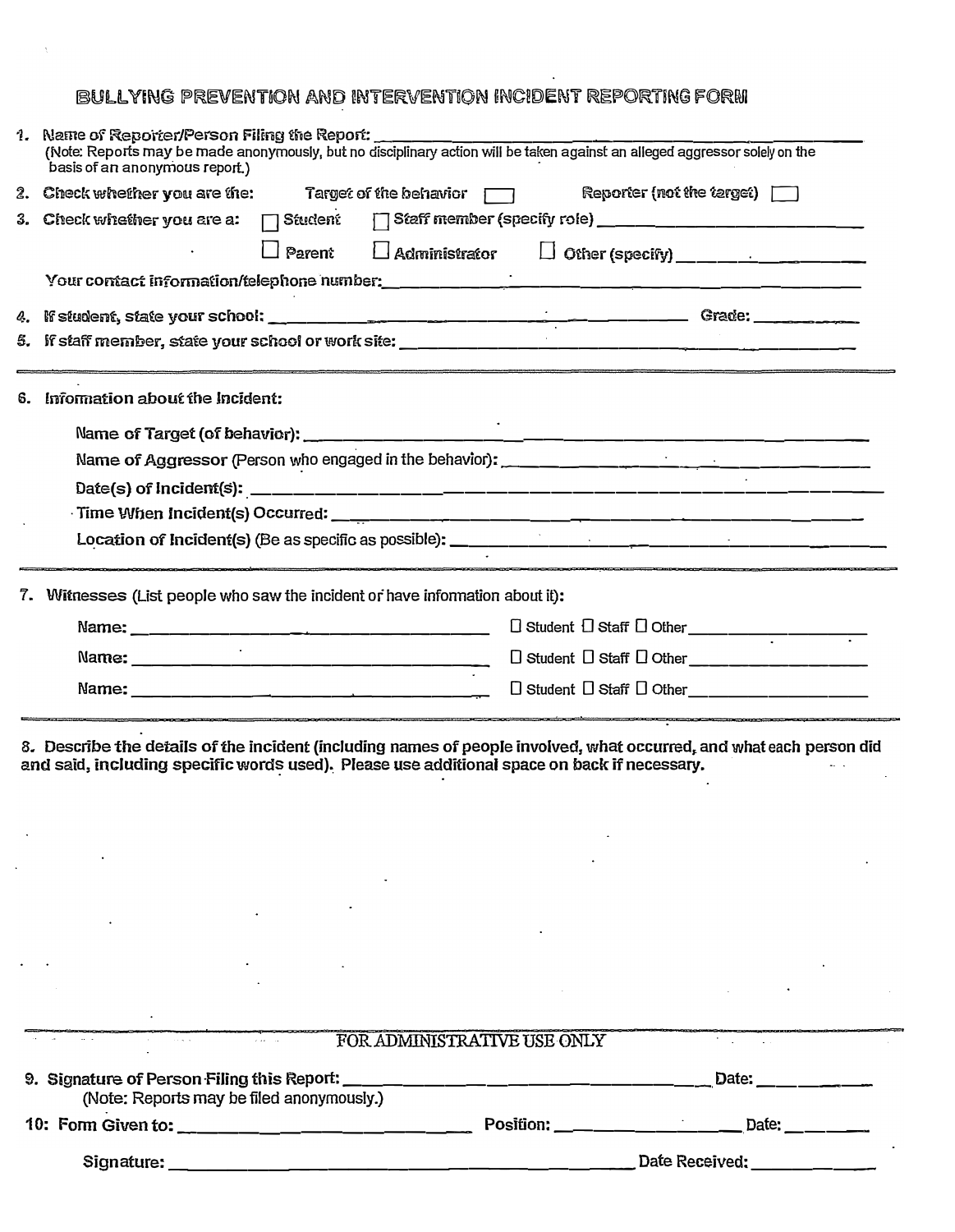# BULLYING PREVENTION AND INTERVENTION INCIDENT REPORTING FORM

1. Name of Reporter/Person Filing the Report: ______________________________
   (Note: Reports may be made anonymously, but no disciplinary action will be taken against an alleged aggressor solely on the basis of an anonymous report.)

2. Check whether you are the: Target of the behavior ☐ Reporter (not the target) ☐

3. Check whether you are a: ☐ Student ☐ Staff member (specify role) ______________________
   ☐ Parent ☐ Administrator ☐ Other (specify) ______________

   Your contact information/telephone number: ______________________________

4. If student, state your school: ______________________________ Grade: __________

5. If staff member, state your school or work site: ______________________________

---

6. Information about the Incident:

   Name of Target (of behavior): ______________________________

   Name of Aggressor (Person who engaged in the behavior): ______________________________

   Date(s) of Incident(s): ______________________________

   Time When Incident(s) Occurred: ______________________________

   Location of Incident(s) (Be as specific as possible): ______________________________

---

7. Witnesses (List people who saw the incident or have information about it):

   Name: ______________________________ ☐ Student ☐ Staff ☐ Other ______________

   Name: ______________________________ ☐ Student ☐ Staff ☐ Other ______________

   Name: ______________________________ ☐ Student ☐ Staff ☐ Other ______________

---

8. **Describe the details of the incident (including names of people involved, what occurred, and what each person did and said, including specific words used). Please use additional space on back if necessary.**

---

FOR ADMINISTRATIVE USE ONLY

9. Signature of Person Filing this Report: ______________________________ Date: __________
   (Note: Reports may be filed anonymously.)

10: Form Given to: ______________________ Position: ______________ Date: __________

   Signature: ______________________________ Date Received: __________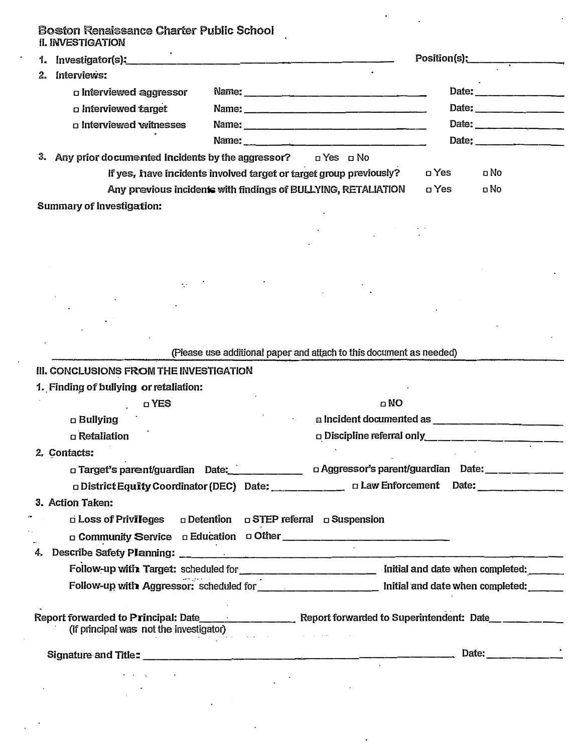Boston Renaissance Charter Public School

## II. INVESTIGATION

1. Investigator(s):\_\_\_\_\_\_\_\_\_\_\_\_\_\_\_\_\_\_\_\_\_\_\_\_\_\_\_\_\_\_\_\_\_\_\_\_\_\_\_\_\_\_\_\_ Position(s):\_\_\_\_\_\_\_\_\_\_\_\_\_\_\_\_
2. Interviews:
   - □ Interviewed aggressor Name: \_\_\_\_\_\_\_\_\_\_\_\_\_\_\_\_\_\_\_\_\_\_\_\_\_\_\_\_\_\_ Date: \_\_\_\_\_\_\_\_\_\_\_\_\_\_
   - □ Interviewed target Name: \_\_\_\_\_\_\_\_\_\_\_\_\_\_\_\_\_\_\_\_\_\_\_\_\_\_\_\_\_\_ Date: \_\_\_\_\_\_\_\_\_\_\_\_\_\_
   - □ Interviewed witnesses Name: \_\_\_\_\_\_\_\_\_\_\_\_\_\_\_\_\_\_\_\_\_\_\_\_\_\_\_\_\_\_ Date: \_\_\_\_\_\_\_\_\_\_\_\_\_\_
     Name: \_\_\_\_\_\_\_\_\_\_\_\_\_\_\_\_\_\_\_\_\_\_\_\_\_\_\_\_\_\_ Date: \_\_\_\_\_\_\_\_\_\_\_\_\_\_
3. Any prior documented incidents by the aggressor? □ Yes □ No
   - If yes, have incidents involved target or target group previously? □ Yes □ No
   - Any previous incidents with findings of BULLYING, RETALIATION □ Yes □ No

**Summary of Investigation:**

(Please use additional paper and attach to this document as needed)

## III. CONCLUSIONS FROM THE INVESTIGATION

1. Finding of bullying or retaliation:
   - □ YES
     - □ Bullying
     - □ Retaliation
   - □ NO
     - □ Incident documented as \_\_\_\_\_\_\_\_\_\_\_\_\_\_\_\_\_\_\_\_\_\_\_\_
     - □ Discipline referral only\_\_\_\_\_\_\_\_\_\_\_\_\_\_\_\_\_\_\_\_\_\_\_\_
2. Contacts:
   - □ Target's parent/guardian Date:\_\_\_\_\_\_\_\_\_\_\_\_ □ Aggressor's parent/guardian Date:\_\_\_\_\_\_\_\_\_\_\_\_
   - □ District Equity Coordinator (DEC) Date: \_\_\_\_\_\_\_\_\_\_\_\_ □ Law Enforcement Date: \_\_\_\_\_\_\_\_\_\_\_\_
3. Action Taken:
   - □ Loss of Privileges □ Detention □ STEP referral □ Suspension
   - □ Community Service □ Education □ Other \_\_\_\_\_\_\_\_\_\_\_\_\_\_\_\_\_\_\_\_\_\_\_\_\_\_\_\_
4. Describe Safety Planning: \_\_\_\_\_\_\_\_\_\_\_\_\_\_\_\_\_\_\_\_\_\_\_\_\_\_\_\_\_\_\_\_\_\_\_\_\_\_\_\_\_\_\_\_\_\_\_\_\_\_\_\_\_\_\_\_\_\_
   - **Follow-up with Target:** scheduled for\_\_\_\_\_\_\_\_\_\_\_\_\_\_\_\_\_\_\_\_\_\_\_\_ Initial and date when completed:\_\_\_\_\_\_
   - **Follow-up with Aggressor:** scheduled for\_\_\_\_\_\_\_\_\_\_\_\_\_\_\_\_\_\_\_\_\_\_\_\_ Initial and date when completed:\_\_\_\_\_\_

Report forwarded to Principal: Date\_\_\_\_\_\_\_\_\_\_\_\_\_\_\_\_ Report forwarded to Superintendent: Date\_\_\_\_\_\_\_\_\_\_\_\_
(If principal was not the investigator)

Signature and Title: \_\_\_\_\_\_\_\_\_\_\_\_\_\_\_\_\_\_\_\_\_\_\_\_\_\_\_\_\_\_\_\_\_\_\_\_\_\_\_\_\_\_\_\_\_\_\_\_\_\_\_\_\_\_\_\_\_\_ Date:\_\_\_\_\_\_\_\_\_\_\_\_